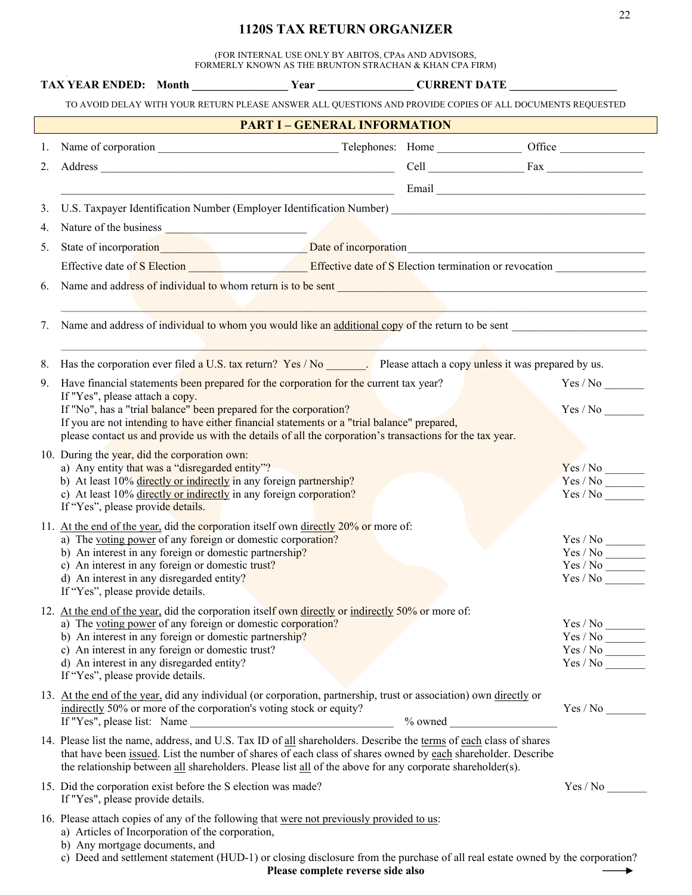# 1120S TAX RETURN ORGANIZER

(FOR INTERNAL USE ONLY BY ABITOS, CPAs AND ADVISORS,
FORMERLY KNOWN AS THE BRUNTON STRACHAN & KHAN CPA FIRM)

**TAX YEAR ENDED: Month _________________ Year _________________ CURRENT DATE ___________________**

TO AVOID DELAY WITH YOUR RETURN PLEASE ANSWER ALL QUESTIONS AND PROVIDE COPIES OF ALL DOCUMENTS REQUESTED

## PART I – GENERAL INFORMATION

1. Name of corporation ________________________________ Telephones: Home _______________ Office _______________
2. Address ____________________________________________________ Cell _________________ Fax _________________

   ____________________________________________________ Email ______________________________________
3. U.S. Taxpayer Identification Number (Employer Identification Number) _____________________________________________
4. Nature of the business __________________________
5. State of incorporation__________________________ Date of incorporation___________________________________________

   Effective date of S Election _____________________ Effective date of S Election termination or revocation ________________
6. Name and address of individual to whom return is to be sent ___________________________________________________________

   ______________________________________________________________________________________________________
7. Name and address of individual to whom you would like an additional copy of the return to be sent ________________________

   ______________________________________________________________________________________________________
8. Has the corporation ever filed a U.S. tax return? Yes / No _______. Please attach a copy unless it was prepared by us.
9. Have financial statements been prepared for the corporation for the current tax year? Yes / No _______
   If "Yes", please attach a copy.
   If "No", has a "trial balance" been prepared for the corporation? Yes / No _______
   If you are not intending to have either financial statements or a "trial balance" prepared,
   please contact us and provide us with the details of all the corporation's transactions for the tax year.
10. During the year, did the corporation own:
    a) Any entity that was a "disregarded entity"? Yes / No _______
    b) At least 10% directly or indirectly in any foreign partnership? Yes / No _______
    c) At least 10% directly or indirectly in any foreign corporation? Yes / No _______
    If "Yes", please provide details.
11. At the end of the year, did the corporation itself own directly 20% or more of:
    a) The voting power of any foreign or domestic corporation? Yes / No _______
    b) An interest in any foreign or domestic partnership? Yes / No _______
    c) An interest in any foreign or domestic trust? Yes / No _______
    d) An interest in any disregarded entity? Yes / No _______
    If "Yes", please provide details.
12. At the end of the year, did the corporation itself own directly or indirectly 50% or more of:
    a) The voting power of any foreign or domestic corporation? Yes / No _______
    b) An interest in any foreign or domestic partnership? Yes / No _______
    c) An interest in any foreign or domestic trust? Yes / No _______
    d) An interest in any disregarded entity? Yes / No _______
    If "Yes", please provide details.
13. At the end of the year, did any individual (or corporation, partnership, trust or association) own directly or indirectly 50% or more of the corporation's voting stock or equity? Yes / No _______
    If "Yes", please list: Name ____________________________________ % owned ____________________
14. Please list the name, address, and U.S. Tax ID of all shareholders. Describe the terms of each class of shares that have been issued. List the number of shares of each class of shares owned by each shareholder. Describe the relationship between all shareholders. Please list all of the above for any corporate shareholder(s).
15. Did the corporation exist before the S election was made? Yes / No _______
    If "Yes", please provide details.
16. Please attach copies of any of the following that were not previously provided to us:
    a) Articles of Incorporation of the corporation,
    b) Any mortgage documents, and
    c) Deed and settlement statement (HUD-1) or closing disclosure from the purchase of all real estate owned by the corporation?

**Please complete reverse side also** ⟶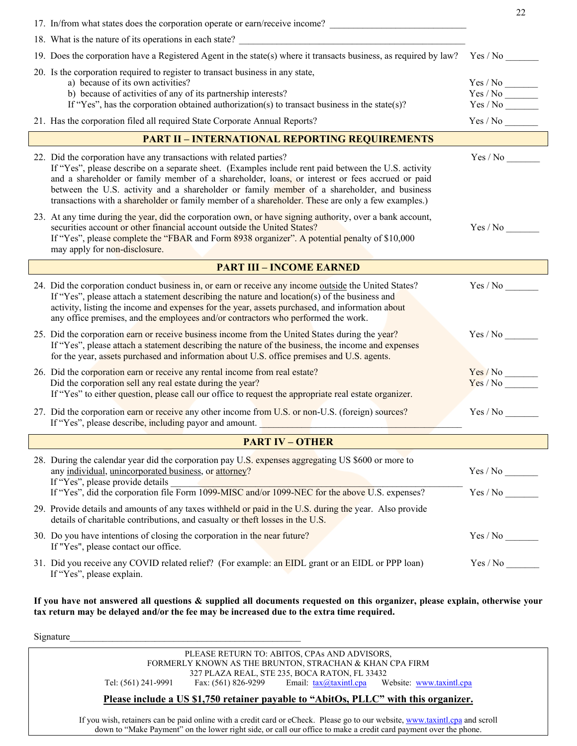17. In/from what states does the corporation operate or earn/receive income? ____________________________

18. What is the nature of its operations in each state? ________________________________________________

19. Does the corporation have a Registered Agent in the state(s) where it transacts business, as required by law? Yes / No _______

20. Is the corporation required to register to transact business in any state,
    a) because of its own activities? Yes / No _______
    b) because of activities of any of its partnership interests? Yes / No _______
    If "Yes", has the corporation obtained authorization(s) to transact business in the state(s)? Yes / No _______

21. Has the corporation filed all required State Corporate Annual Reports? Yes / No _______

## PART II – INTERNATIONAL REPORTING REQUIREMENTS

22. Did the corporation have any transactions with related parties? Yes / No _______
    If "Yes", please describe on a separate sheet. (Examples include rent paid between the U.S. activity and a shareholder or family member of a shareholder, loans, or interest or fees accrued or paid between the U.S. activity and a shareholder or family member of a shareholder, and business transactions with a shareholder or family member of a shareholder. These are only a few examples.)

23. At any time during the year, did the corporation own, or have signing authority, over a bank account, securities account or other financial account outside the United States? Yes / No _______
    If "Yes", please complete the "FBAR and Form 8938 organizer". A potential penalty of $10,000 may apply for non-disclosure.

## PART III – INCOME EARNED

24. Did the corporation conduct business in, or earn or receive any income outside the United States? Yes / No _______
    If "Yes", please attach a statement describing the nature and location(s) of the business and activity, listing the income and expenses for the year, assets purchased, and information about any office premises, and the employees and/or contractors who performed the work.

25. Did the corporation earn or receive business income from the United States during the year? Yes / No _______
    If "Yes", please attach a statement describing the nature of the business, the income and expenses for the year, assets purchased and information about U.S. office premises and U.S. agents.

26. Did the corporation earn or receive any rental income from real estate? Yes / No _______
    Did the corporation sell any real estate during the year? Yes / No _______
    If "Yes" to either question, please call our office to request the appropriate real estate organizer.

27. Did the corporation earn or receive any other income from U.S. or non-U.S. (foreign) sources? Yes / No _______
    If "Yes", please describe, including payor and amount. ________________________________________

## PART IV – OTHER

28. During the calendar year did the corporation pay U.S. expenses aggregating US $600 or more to any individual, unincorporated business, or attorney? Yes / No _______
    If "Yes", please provide details ________________________________________________
    If "Yes", did the corporation file Form 1099-MISC and/or 1099-NEC for the above U.S. expenses? Yes / No _______

29. Provide details and amounts of any taxes withheld or paid in the U.S. during the year. Also provide details of charitable contributions, and casualty or theft losses in the U.S.

30. Do you have intentions of closing the corporation in the near future? Yes / No _______
    If "Yes", please contact our office.

31. Did you receive any COVID related relief? (For example: an EIDL grant or an EIDL or PPP loan) Yes / No _______
    If "Yes", please explain.

**If you have not answered all questions & supplied all documents requested on this organizer, please explain, otherwise your tax return may be delayed and/or the fee may be increased due to the extra time required.**

Signature_______________________________________________

PLEASE RETURN TO: ABITOS, CPAs AND ADVISORS,
FORMERLY KNOWN AS THE BRUNTON, STRACHAN & KHAN CPA FIRM
327 PLAZA REAL, STE 235, BOCA RATON, FL 33432
Tel: (561) 241-9991 Fax: (561) 826-9299 Email: tax@taxintl.cpa Website: www.taxintl.cpa

**Please include a US $1,750 retainer payable to "AbitOs, PLLC" with this organizer.**

If you wish, retainers can be paid online with a credit card or eCheck. Please go to our website, www.taxintl.cpa and scroll down to "Make Payment" on the lower right side, or call our office to make a credit card payment over the phone.